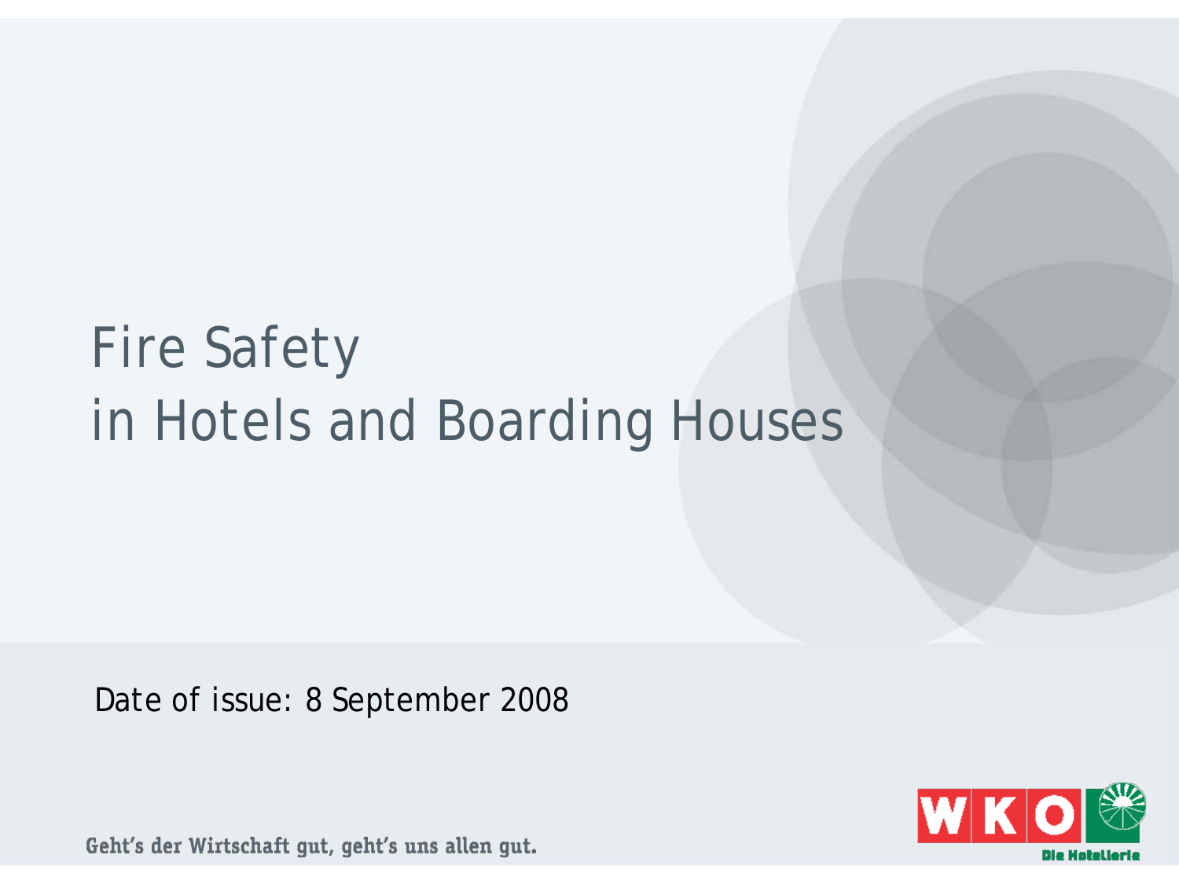# Fire Safety
# in Hotels and Boarding Houses

Date of issue: 8 September 2008

Geht's der Wirtschaft gut, geht's uns allen gut.

WKO Die Hotellerie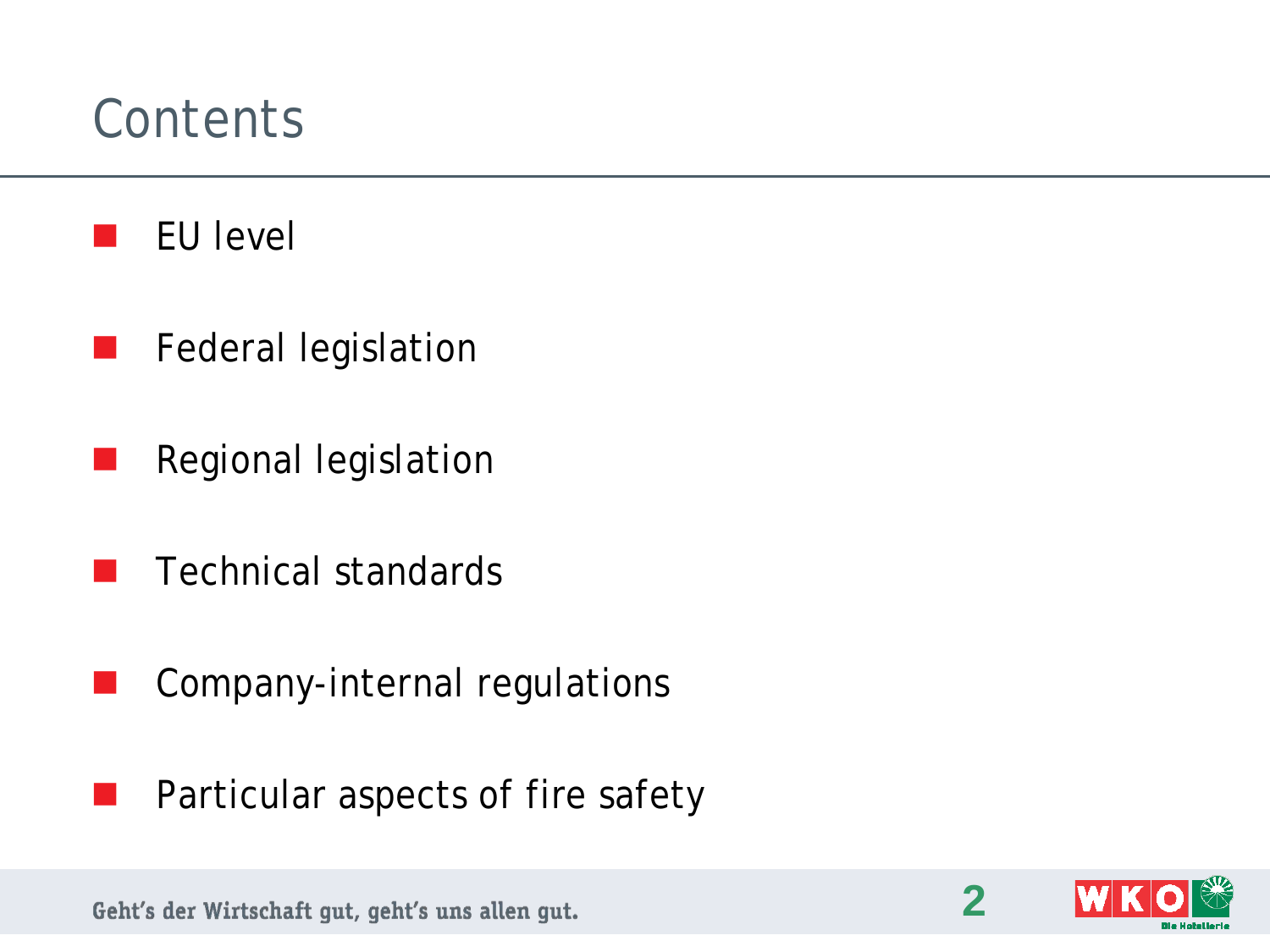# Contents

- EU level
- Federal legislation
- Regional legislation
- Technical standards
- Company-internal regulations
- Particular aspects of fire safety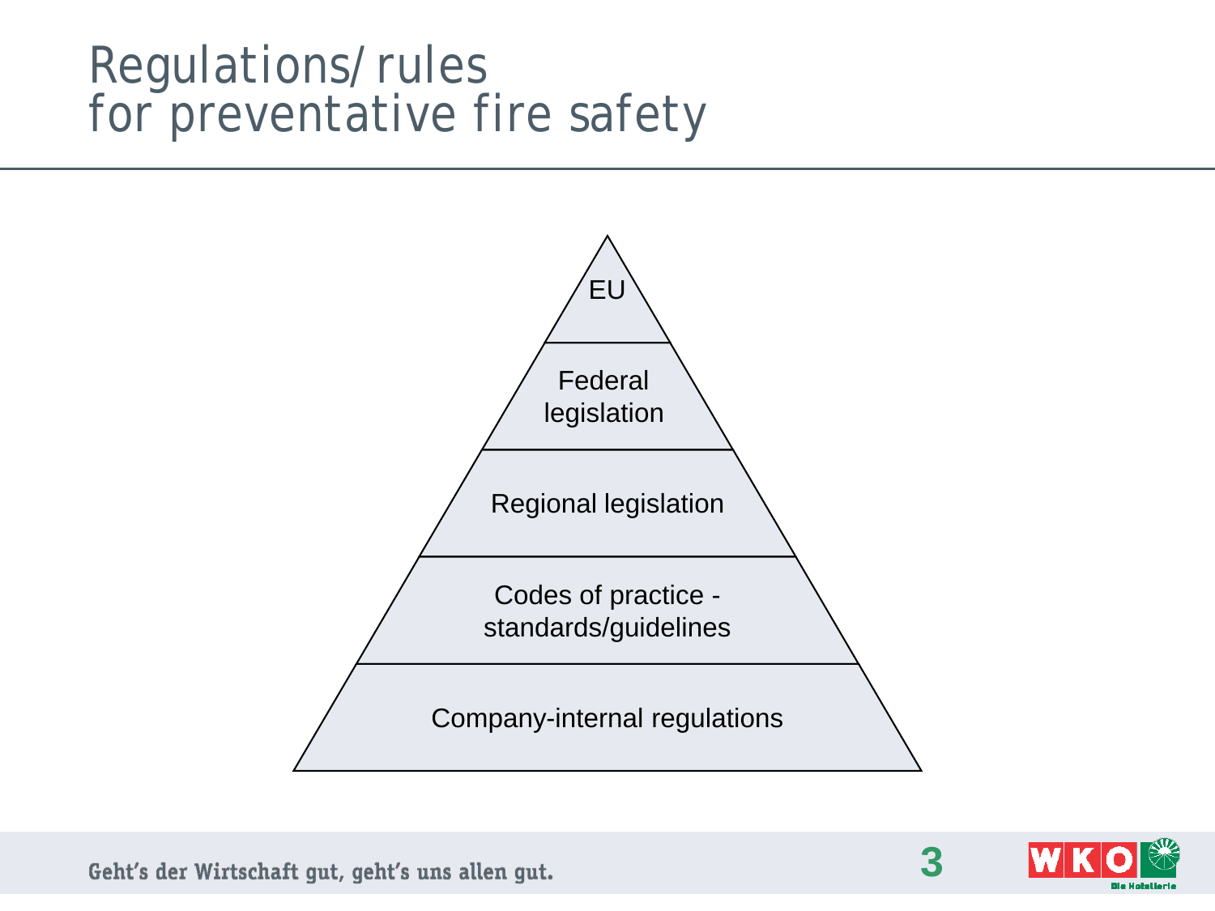# Regulations/ rules for preventative fire safety

- EU
- Federal legislation
- Regional legislation
- Codes of practice - standards/guidelines
- Company-internal regulations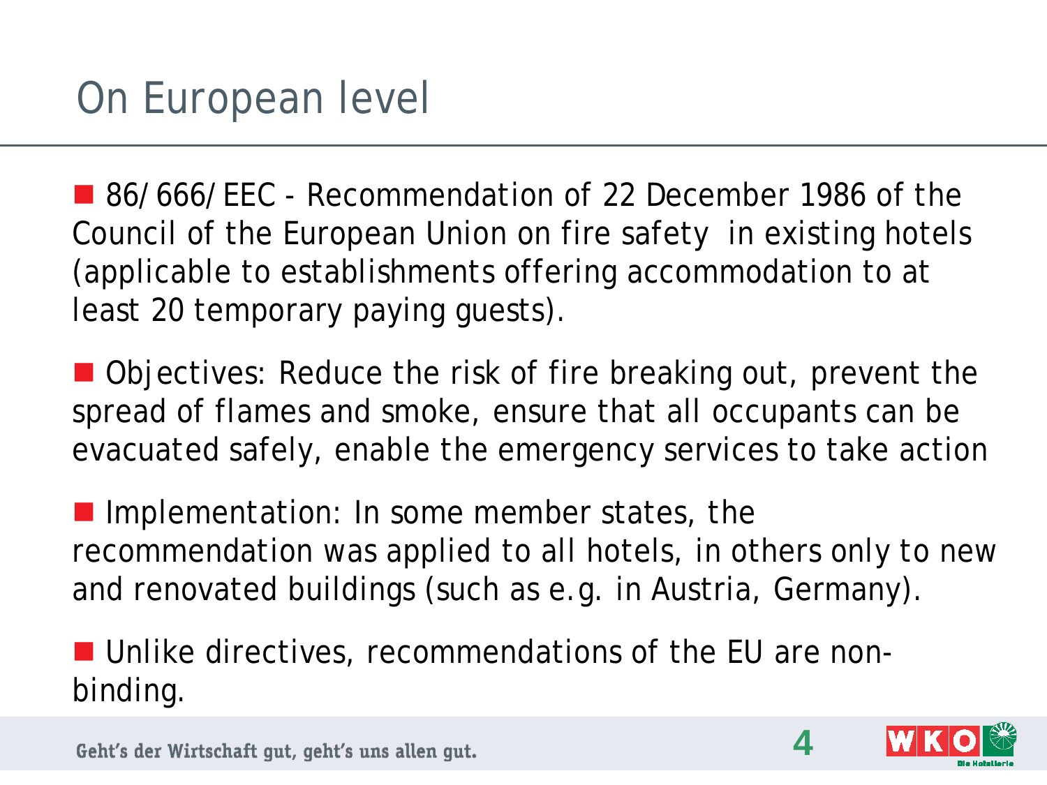# On European level

- 86/666/EEC - Recommendation of 22 December 1986 of the Council of the European Union on fire safety in existing hotels (applicable to establishments offering accommodation to at least 20 temporary paying guests).
- Objectives: Reduce the risk of fire breaking out, prevent the spread of flames and smoke, ensure that all occupants can be evacuated safely, enable the emergency services to take action
- Implementation: In some member states, the recommendation was applied to all hotels, in others only to new and renovated buildings (such as e.g. in Austria, Germany).
- Unlike directives, recommendations of the EU are non-binding.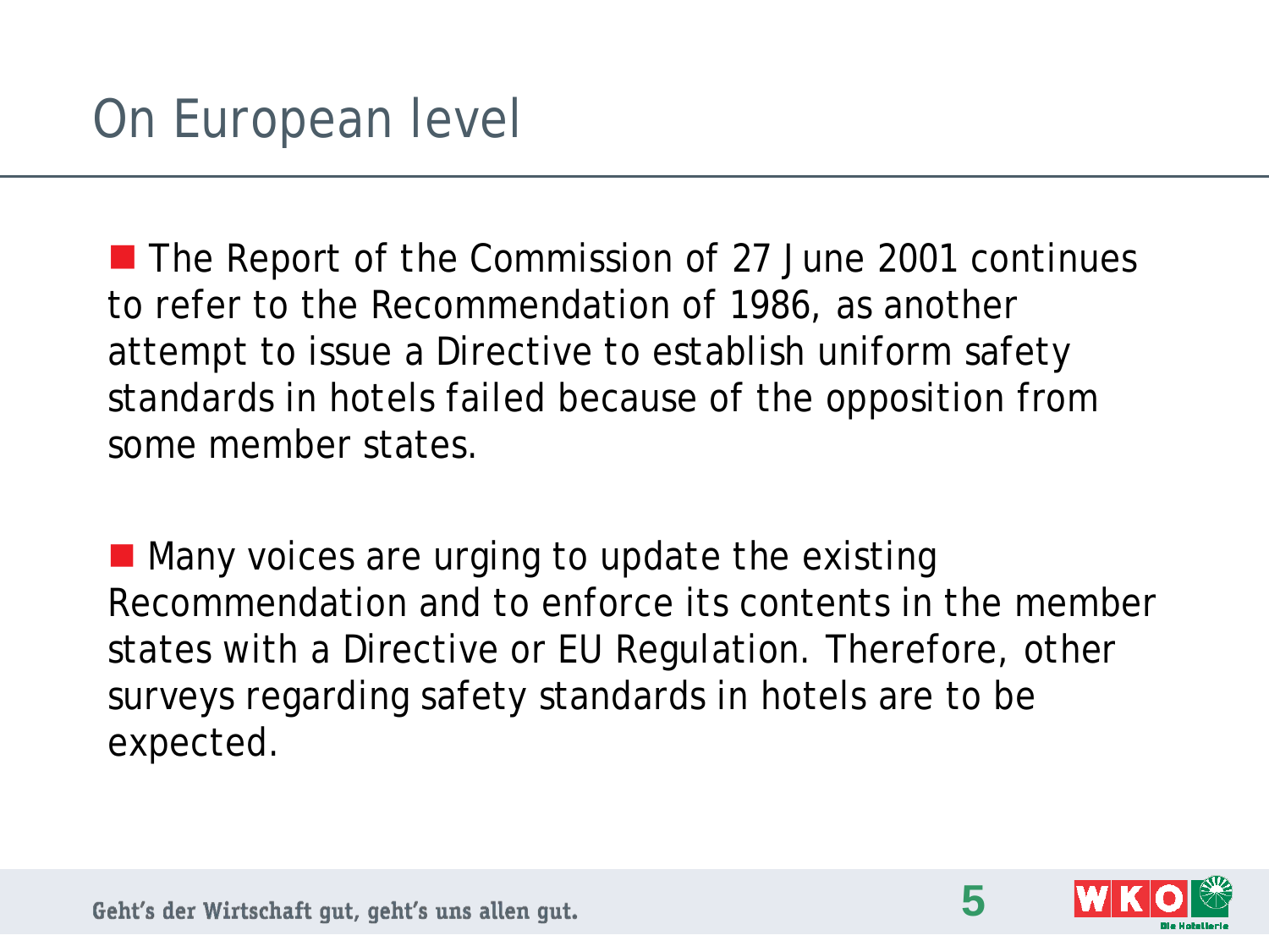# On European level

- The Report of the Commission of 27 June 2001 continues to refer to the Recommendation of 1986, as another attempt to issue a Directive to establish uniform safety standards in hotels failed because of the opposition from some member states.

- Many voices are urging to update the existing Recommendation and to enforce its contents in the member states with a Directive or EU Regulation. Therefore, other surveys regarding safety standards in hotels are to be expected.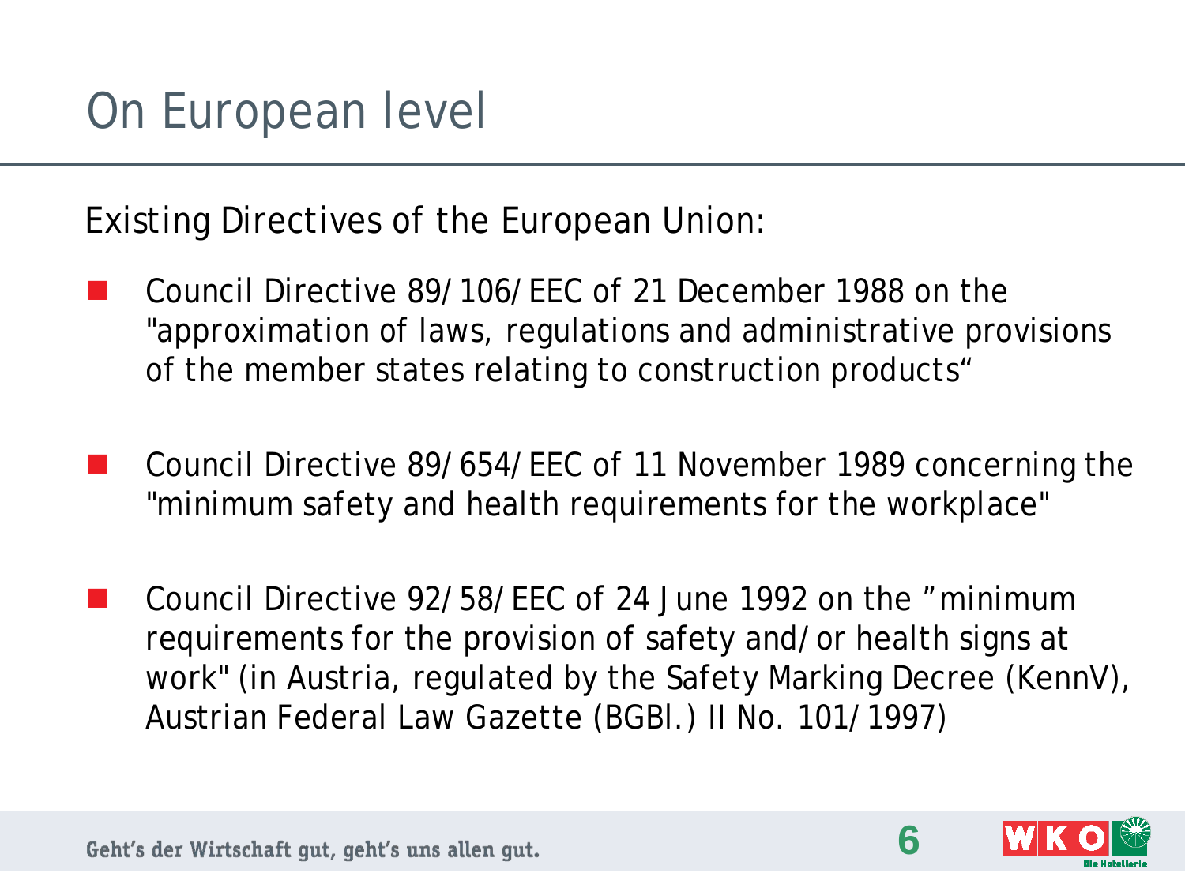# On European level

Existing Directives of the European Union:

- Council Directive 89/106/EEC of 21 December 1988 on the "approximation of laws, regulations and administrative provisions of the member states relating to construction products"
- Council Directive 89/654/EEC of 11 November 1989 concerning the "minimum safety and health requirements for the workplace"
- Council Directive 92/58/EEC of 24 June 1992 on the "minimum requirements for the provision of safety and/or health signs at work" (in Austria, regulated by the Safety Marking Decree (KennV), Austrian Federal Law Gazette (BGBl.) II No. 101/1997)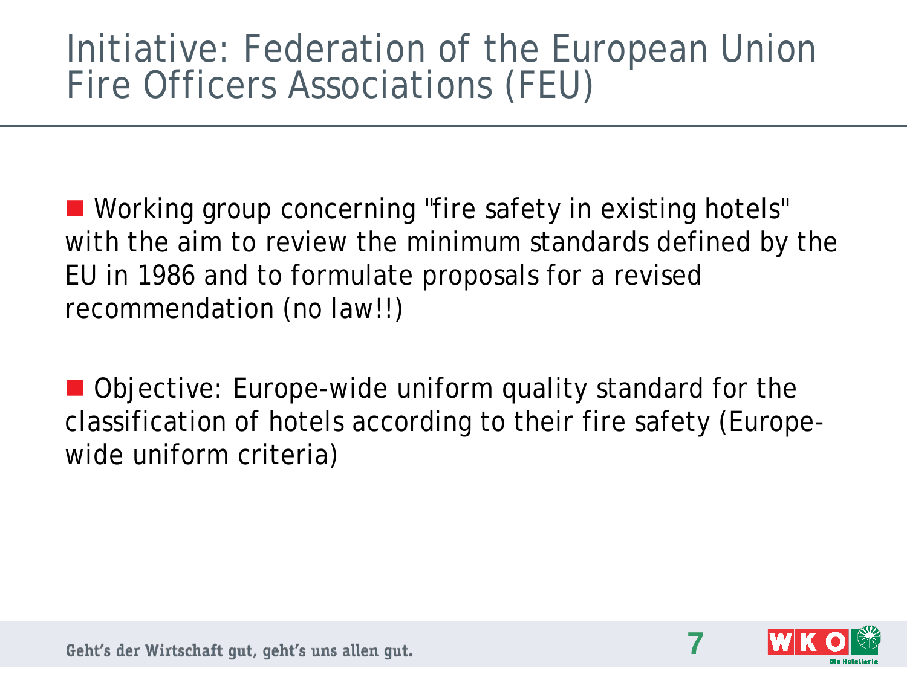# Initiative: Federation of the European Union Fire Officers Associations (FEU)

- Working group concerning "fire safety in existing hotels" with the aim to review the minimum standards defined by the EU in 1986 and to formulate proposals for a revised recommendation (no law!!)

- Objective: Europe-wide uniform quality standard for the classification of hotels according to their fire safety (Europe-wide uniform criteria)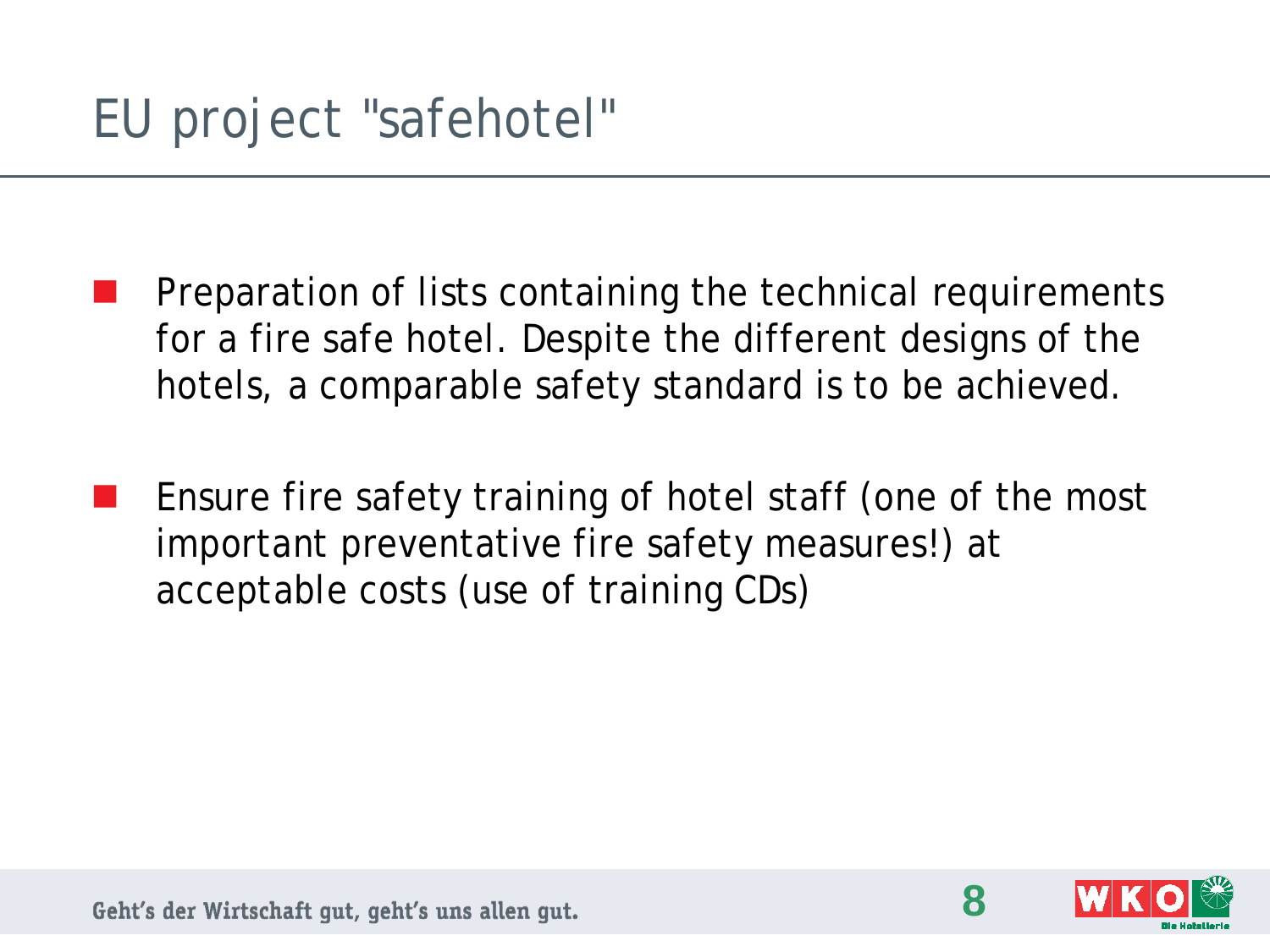# EU project "safehotel"

- Preparation of lists containing the technical requirements for a fire safe hotel. Despite the different designs of the hotels, a comparable safety standard is to be achieved.

- Ensure fire safety training of hotel staff (one of the most important preventative fire safety measures!) at acceptable costs (use of training CDs)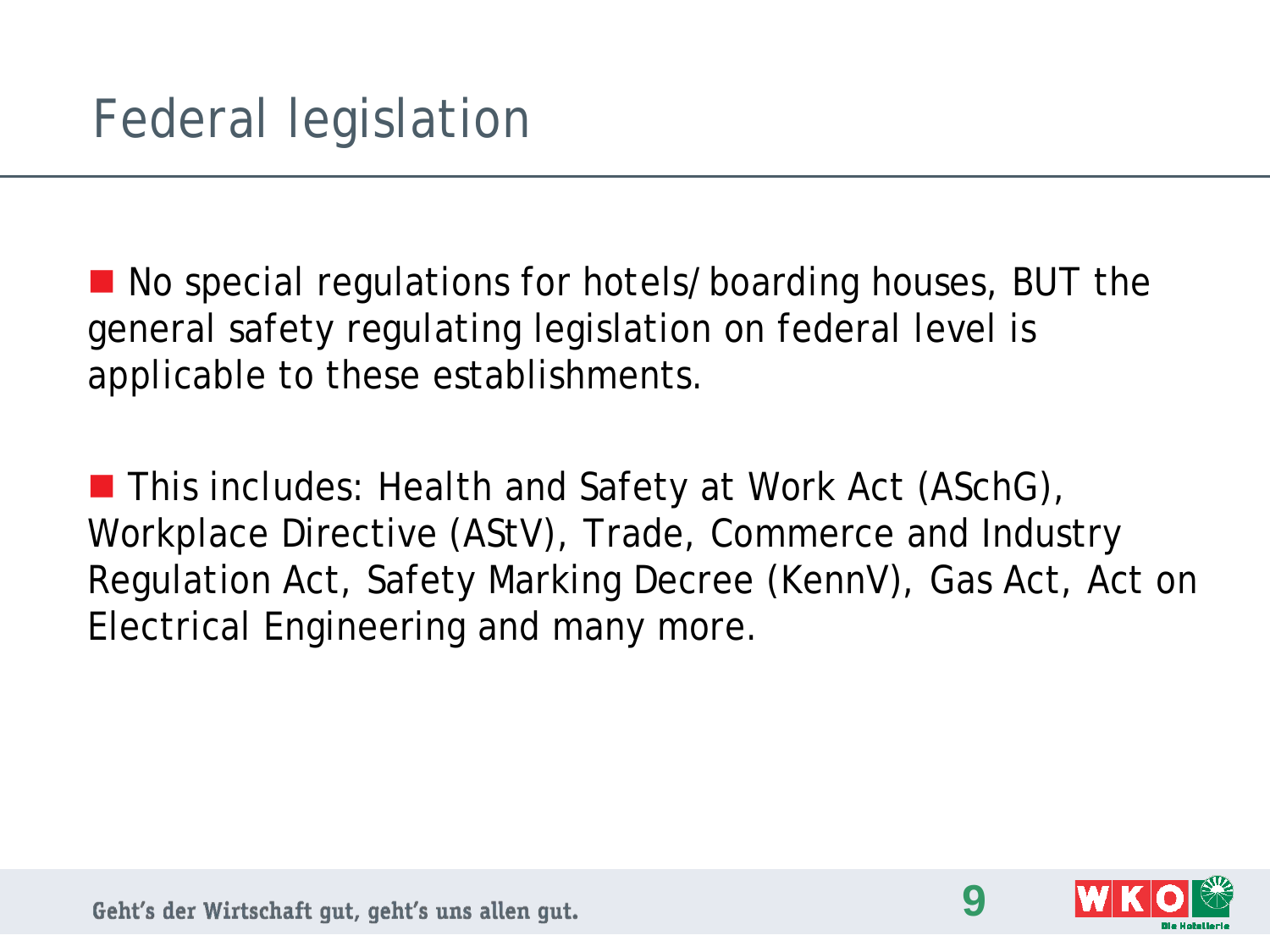# Federal legislation

- No special regulations for hotels/boarding houses, BUT the general safety regulating legislation on federal level is applicable to these establishments.

- This includes: Health and Safety at Work Act (ASchG), Workplace Directive (AStV), Trade, Commerce and Industry Regulation Act, Safety Marking Decree (KennV), Gas Act, Act on Electrical Engineering and many more.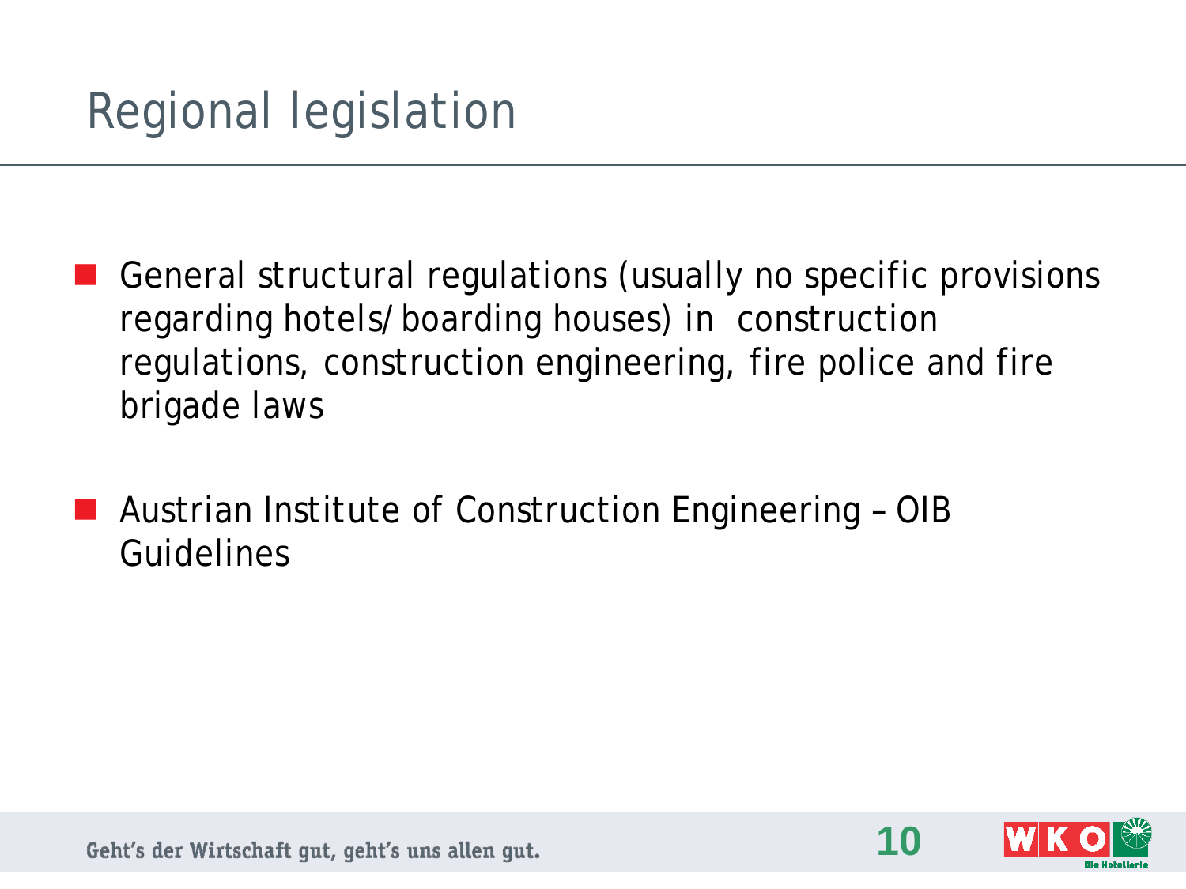# Regional legislation

- General structural regulations (usually no specific provisions regarding hotels/boarding houses) in construction regulations, construction engineering, fire police and fire brigade laws
- Austrian Institute of Construction Engineering – OIB Guidelines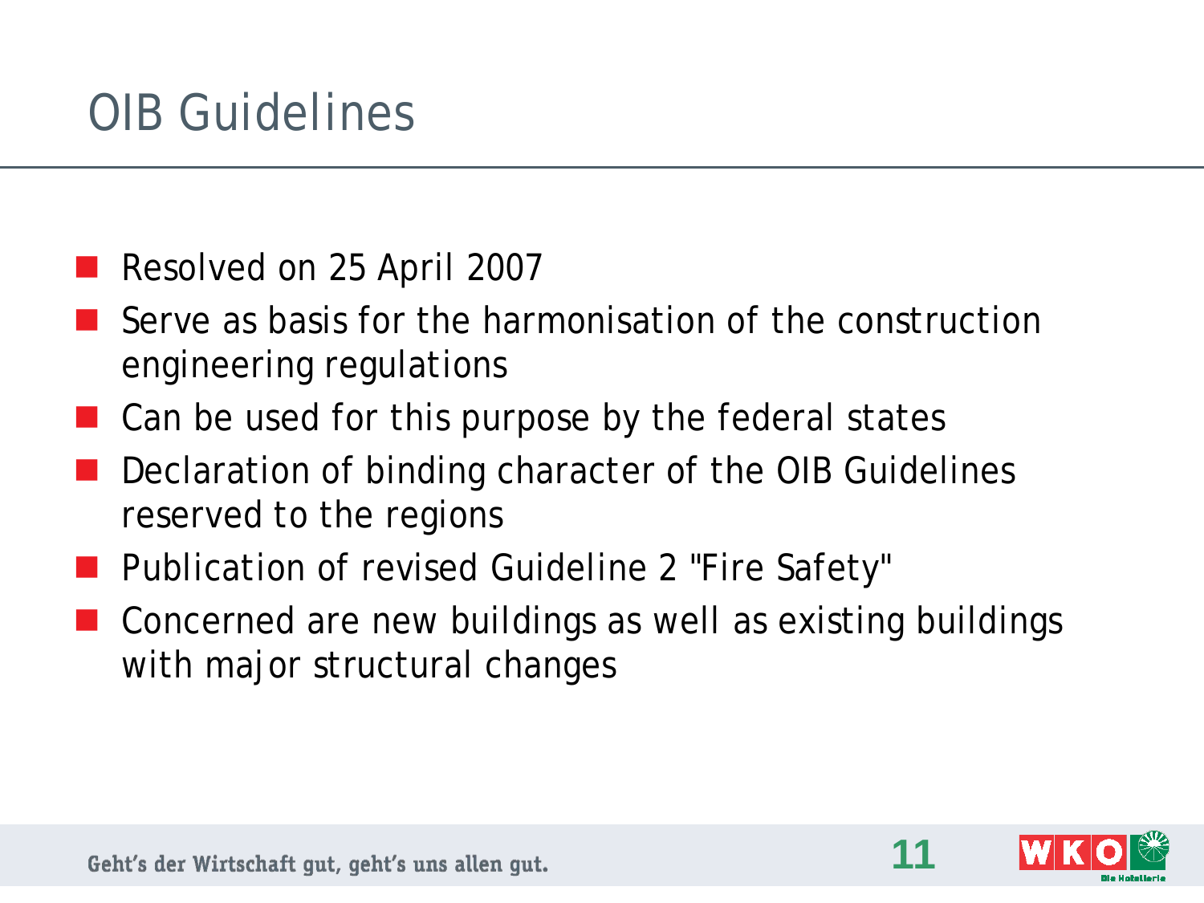# OIB Guidelines

- Resolved on 25 April 2007
- Serve as basis for the harmonisation of the construction engineering regulations
- Can be used for this purpose by the federal states
- Declaration of binding character of the OIB Guidelines reserved to the regions
- Publication of revised Guideline 2 "Fire Safety"
- Concerned are new buildings as well as existing buildings with major structural changes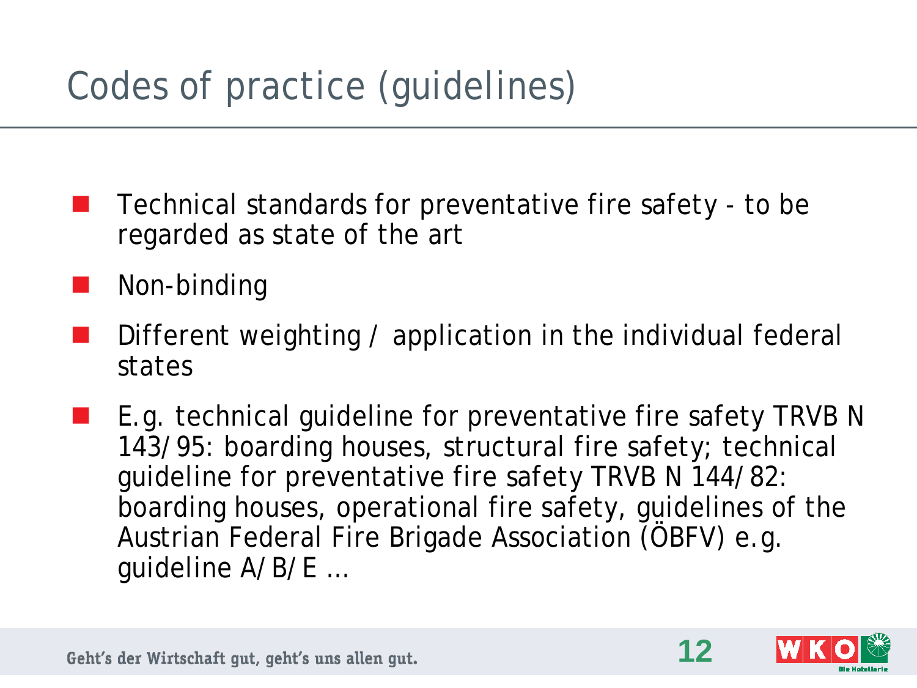# Codes of practice (guidelines)

- Technical standards for preventative fire safety - to be regarded as state of the art
- Non-binding
- Different weighting / application in the individual federal states
- E.g. technical guideline for preventative fire safety TRVB N 143/95: boarding houses, structural fire safety; technical guideline for preventative fire safety TRVB N 144/82: boarding houses, operational fire safety, guidelines of the Austrian Federal Fire Brigade Association (ÖBFV) e.g. guideline A/B/E ...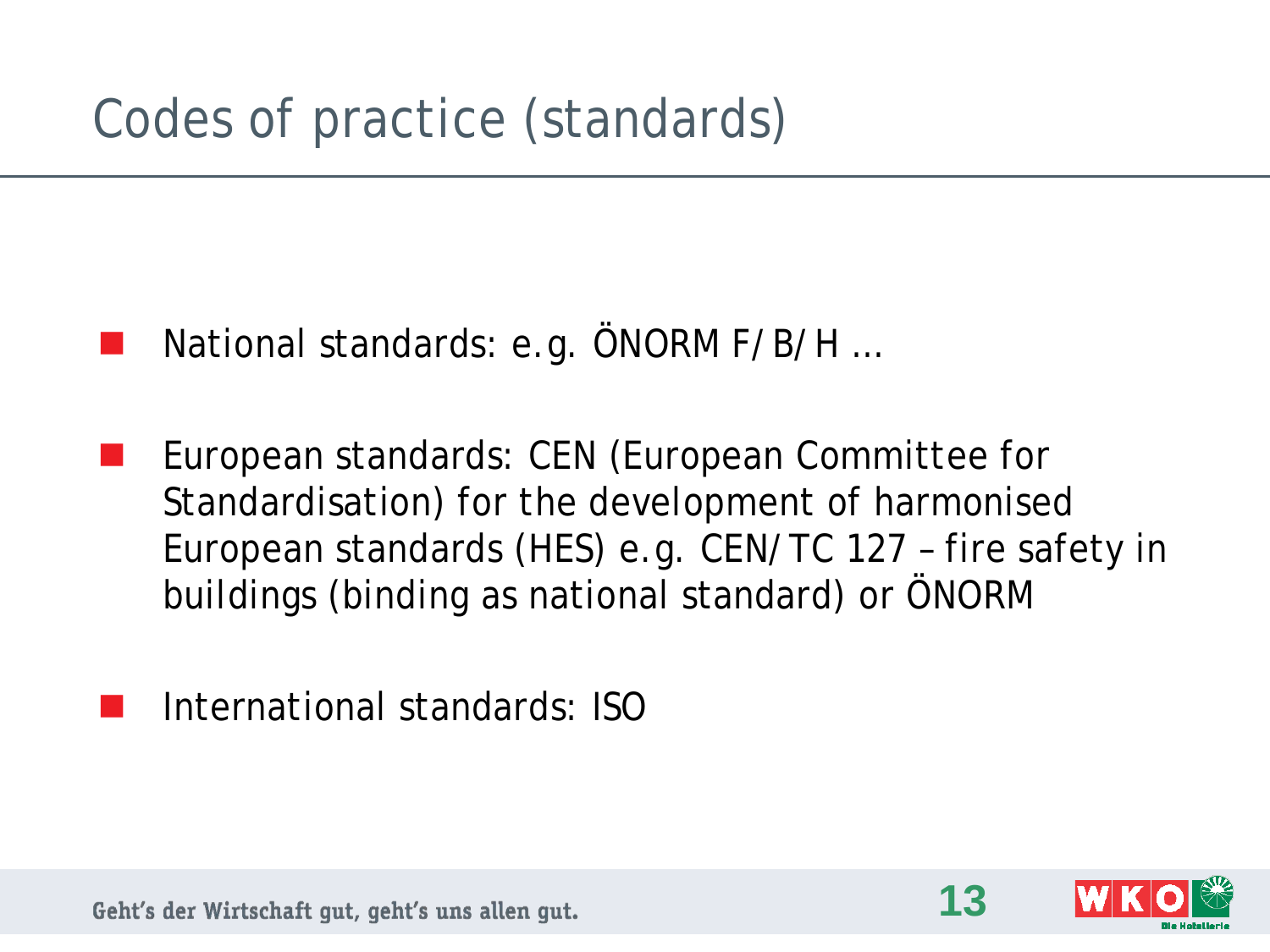# Codes of practice (standards)

- National standards: e.g. ÖNORM F/B/H ...
- European standards: CEN (European Committee for Standardisation) for the development of harmonised European standards (HES) e.g. CEN/TC 127 – fire safety in buildings (binding as national standard) or ÖNORM
- International standards: ISO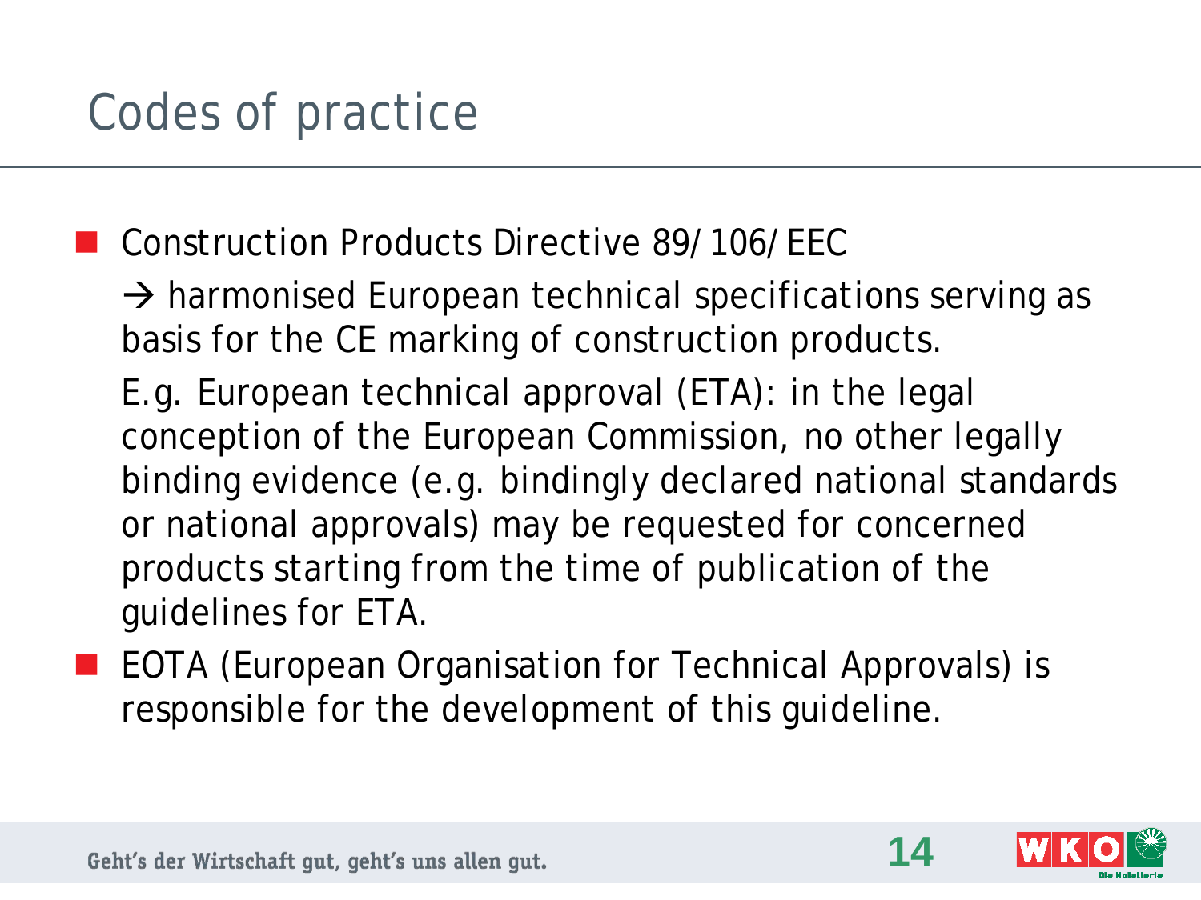# Codes of practice

- Construction Products Directive 89/106/EEC

  → harmonised European technical specifications serving as basis for the CE marking of construction products.

  E.g. European technical approval (ETA): in the legal conception of the European Commission, no other legally binding evidence (e.g. bindingly declared national standards or national approvals) may be requested for concerned products starting from the time of publication of the guidelines for ETA.

- EOTA (European Organisation for Technical Approvals) is responsible for the development of this guideline.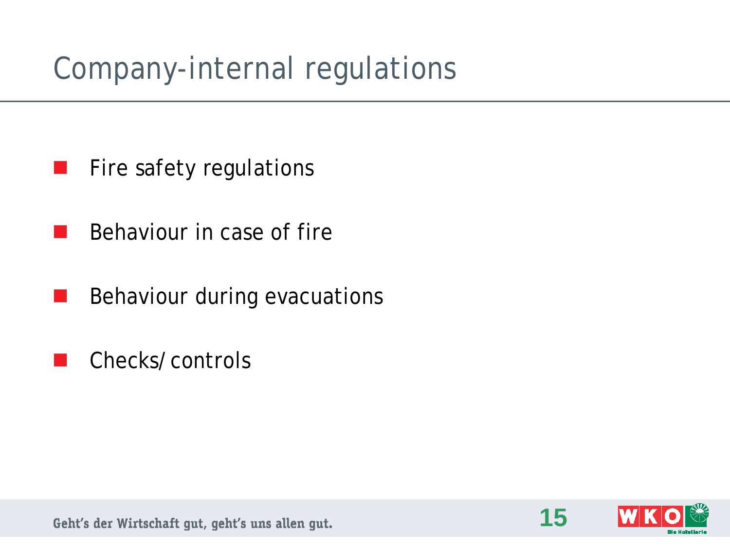# Company-internal regulations

- Fire safety regulations
- Behaviour in case of fire
- Behaviour during evacuations
- Checks/ controls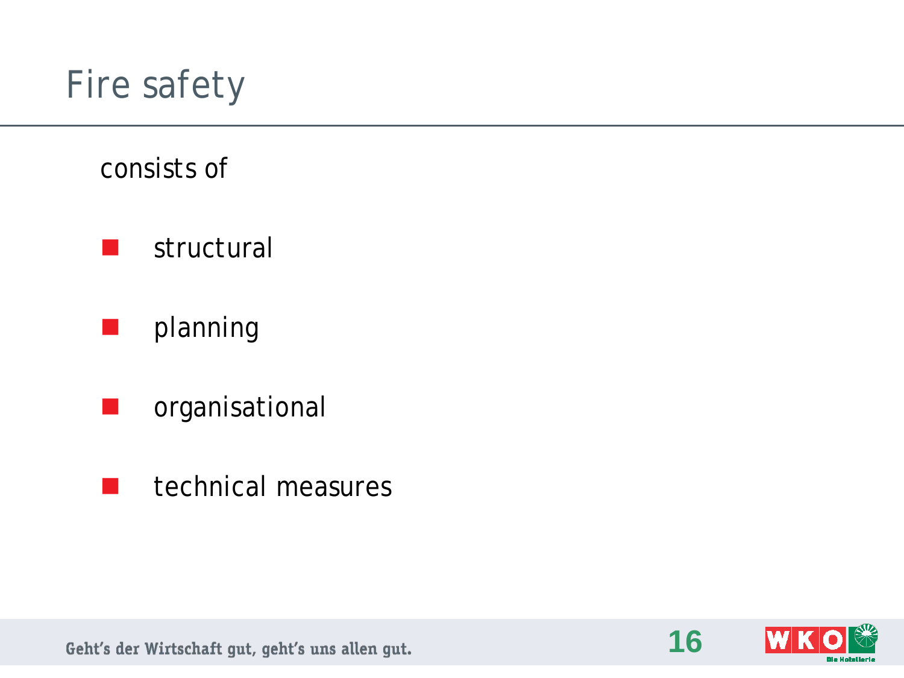# Fire safety

consists of

- structural
- planning
- organisational
- technical measures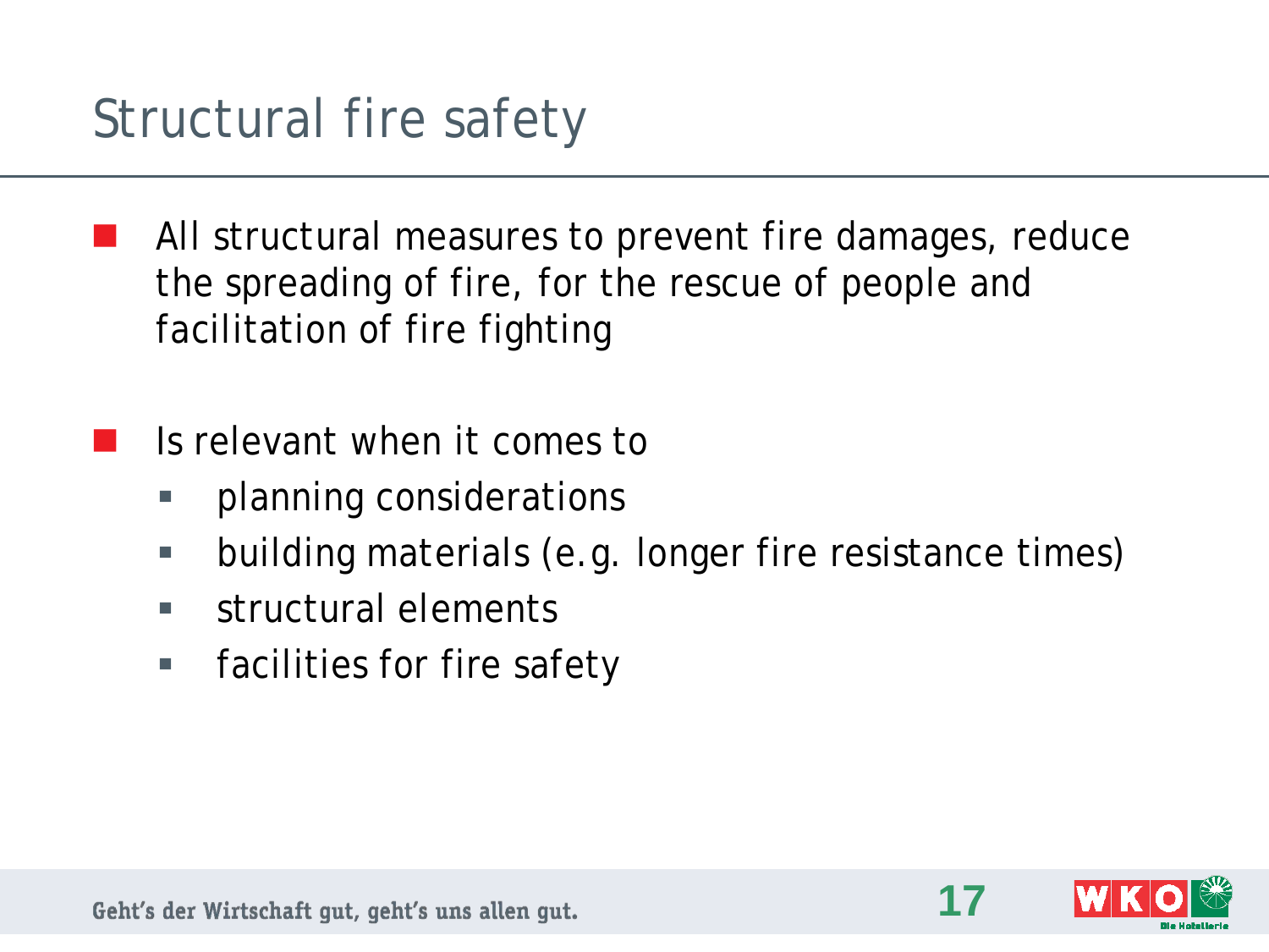# Structural fire safety

- All structural measures to prevent fire damages, reduce the spreading of fire, for the rescue of people and facilitation of fire fighting

- Is relevant when it comes to
  - planning considerations
  - building materials (e.g. longer fire resistance times)
  - structural elements
  - facilities for fire safety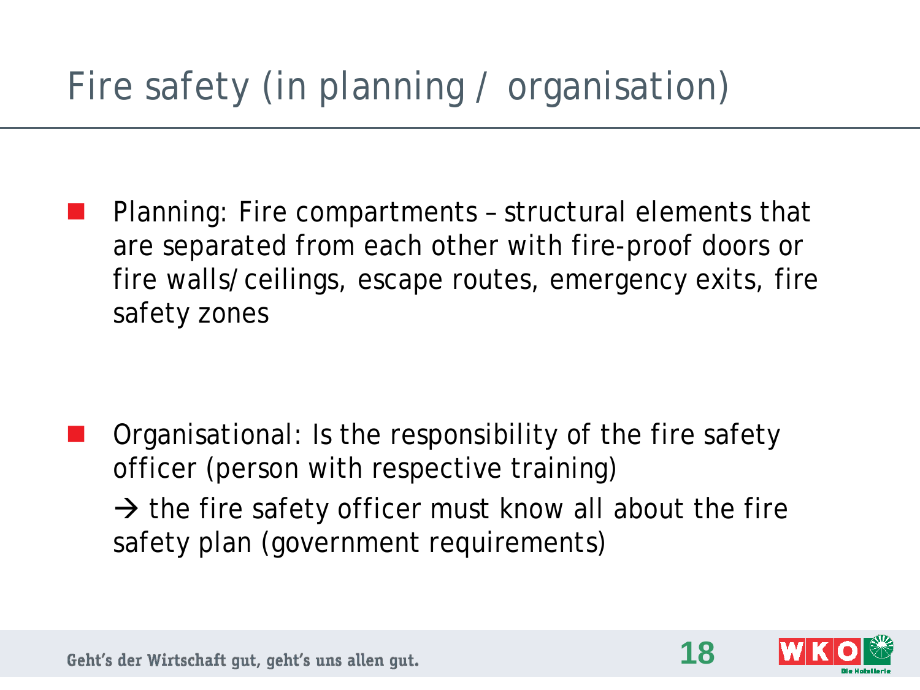# Fire safety (in planning / organisation)

- Planning: Fire compartments – structural elements that are separated from each other with fire-proof doors or fire walls/ceilings, escape routes, emergency exits, fire safety zones

- Organisational: Is the responsibility of the fire safety officer (person with respective training)

  → the fire safety officer must know all about the fire safety plan (government requirements)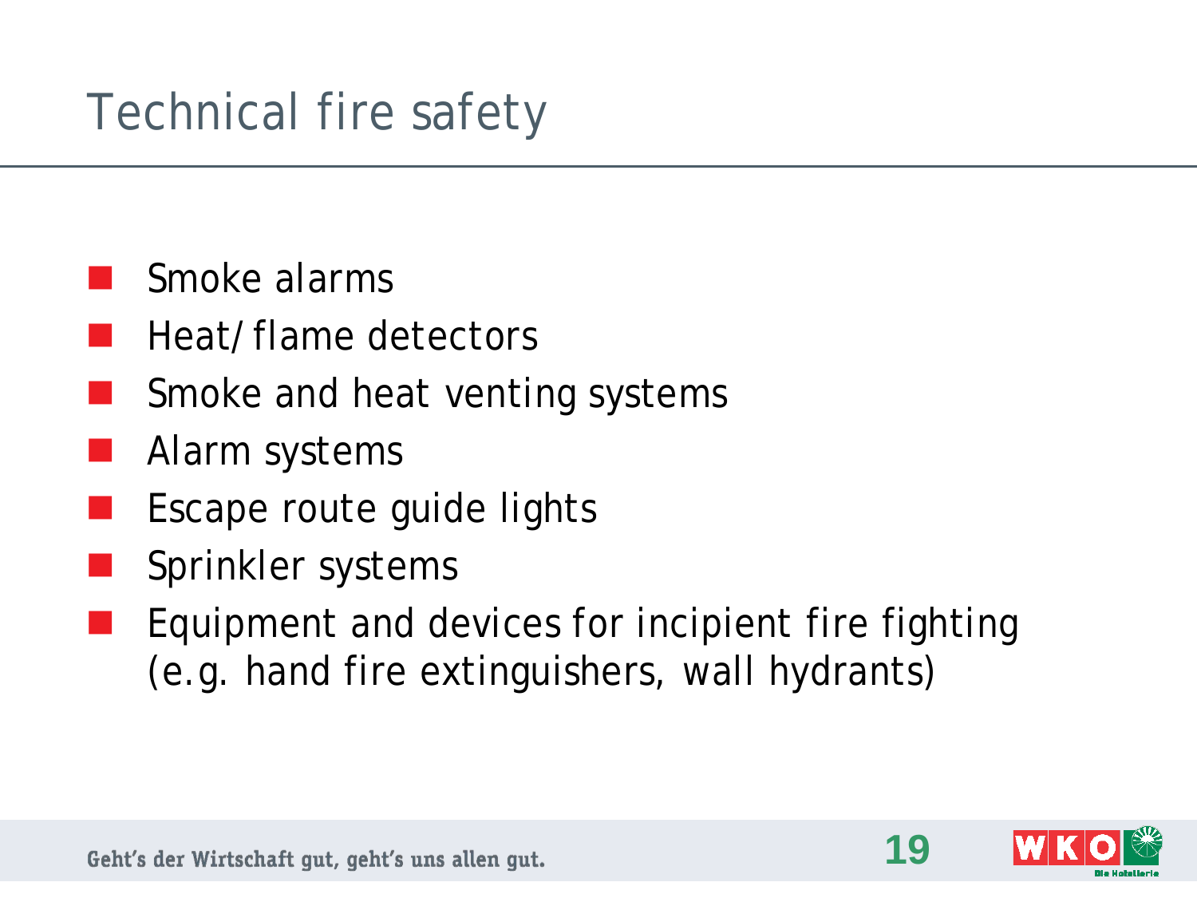# Technical fire safety

- Smoke alarms
- Heat/flame detectors
- Smoke and heat venting systems
- Alarm systems
- Escape route guide lights
- Sprinkler systems
- Equipment and devices for incipient fire fighting (e.g. hand fire extinguishers, wall hydrants)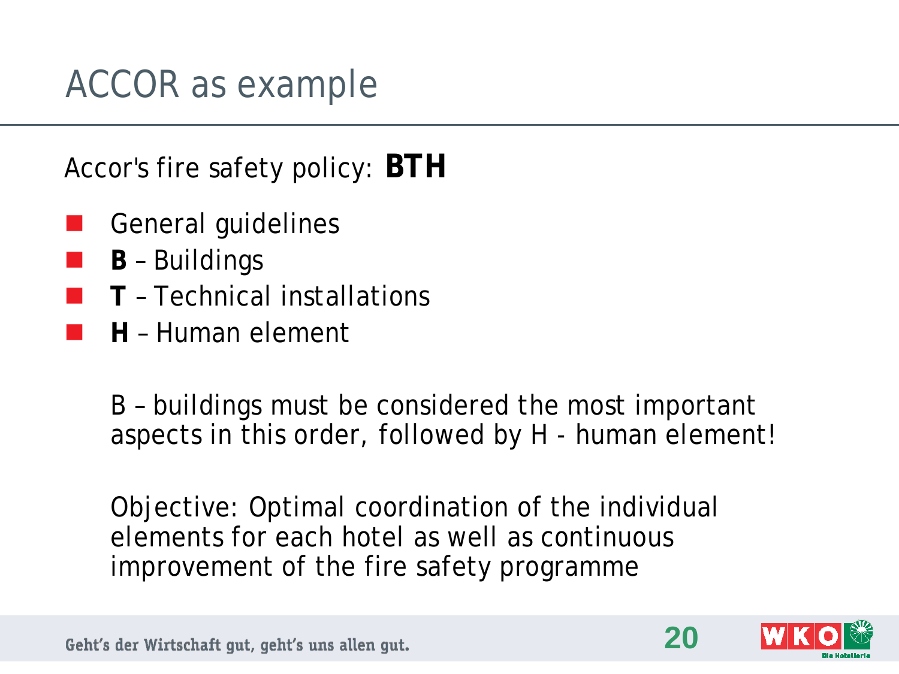# ACCOR as example

Accor's fire safety policy: **BTH**

- General guidelines
- **B** – Buildings
- **T** – Technical installations
- **H** – Human element

B – buildings must be considered the most important aspects in this order, followed by H - human element!

Objective: Optimal coordination of the individual elements for each hotel as well as continuous improvement of the fire safety programme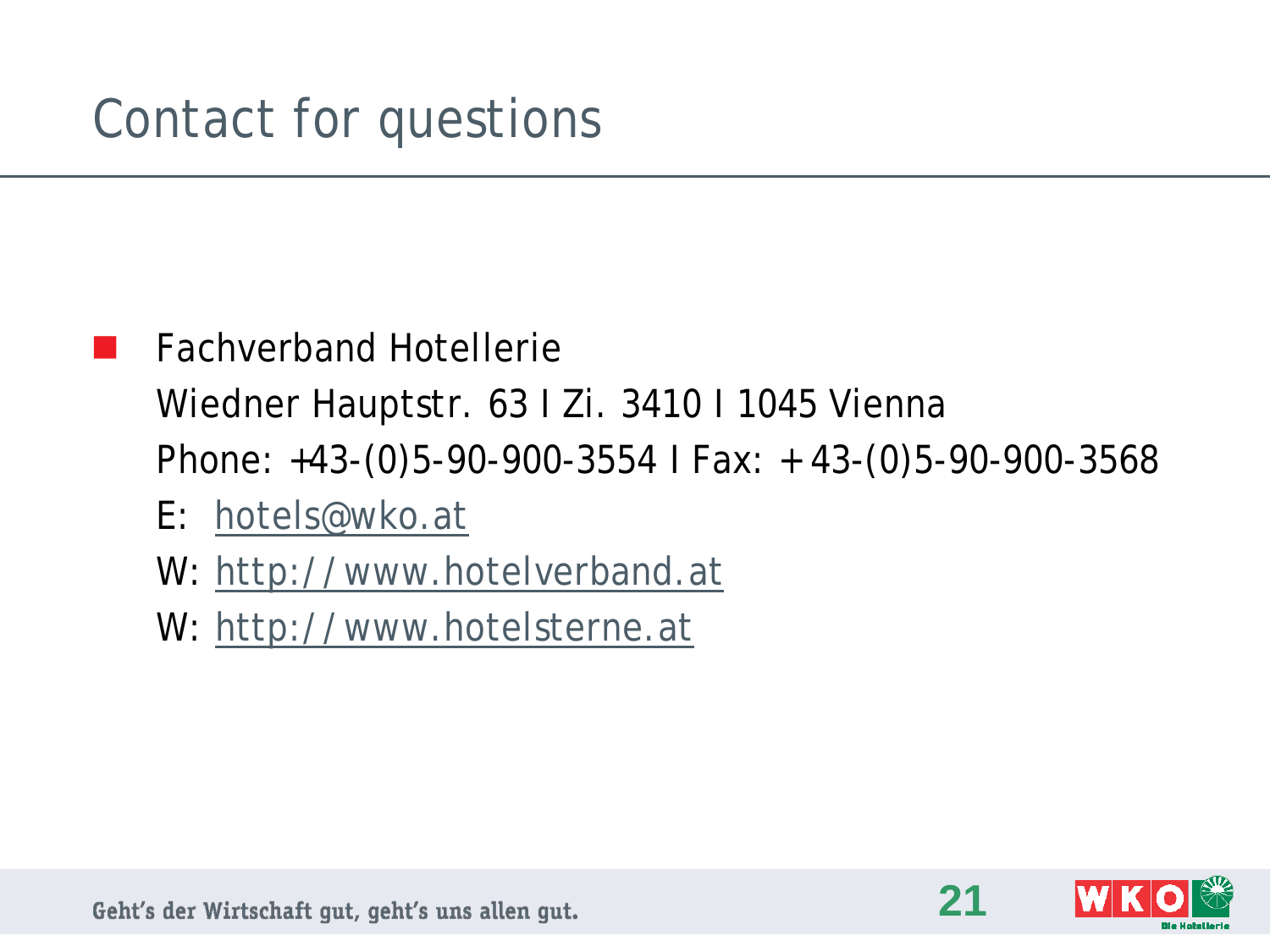# Contact for questions

- Fachverband Hotellerie

  Wiedner Hauptstr. 63 I Zi. 3410 I 1045 Vienna

  Phone: +43-(0)5-90-900-3554 I Fax: +43-(0)5-90-900-3568

  E: hotels@wko.at

  W: http://www.hotelverband.at

  W: http://www.hotelsterne.at